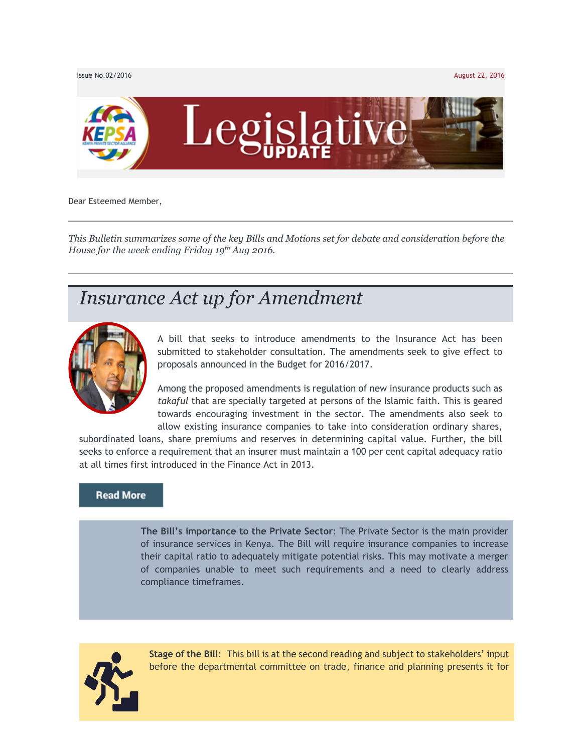Issue No.02/2016

August 22, 2016

# Legislative UPDATE

Dear Esteemed Member,

*This Bulletin summarizes some of the key Bills and Motions set for debate and consideration before the House for the week ending Friday 19th Aug 2016.*

## *Insurance Act up for Amendment*

A bill that seeks to introduce amendments to the Insurance Act has been submitted to stakeholder consultation. The amendments seek to give effect to proposals announced in the Budget for 2016/2017.

Among the proposed amendments is regulation of new insurance products such as *takaful* that are specially targeted at persons of the Islamic faith. This is geared towards encouraging investment in the sector. The amendments also seek to allow existing insurance companies to take into consideration ordinary shares, subordinated loans, share premiums and reserves in determining capital value. Further, the bill seeks to enforce a requirement that an insurer must maintain a 100 per cent capital adequacy ratio at all times first introduced in the Finance Act in 2013.

Read More

**The Bill's importance to the Private Sector**: The Private Sector is the main provider of insurance services in Kenya. The Bill will require insurance companies to increase their capital ratio to adequately mitigate potential risks. This may motivate a merger of companies unable to meet such requirements and a need to clearly address compliance timeframes.

**Stage of the Bill**: This bill is at the second reading and subject to stakeholders' input before the departmental committee on trade, finance and planning presents it for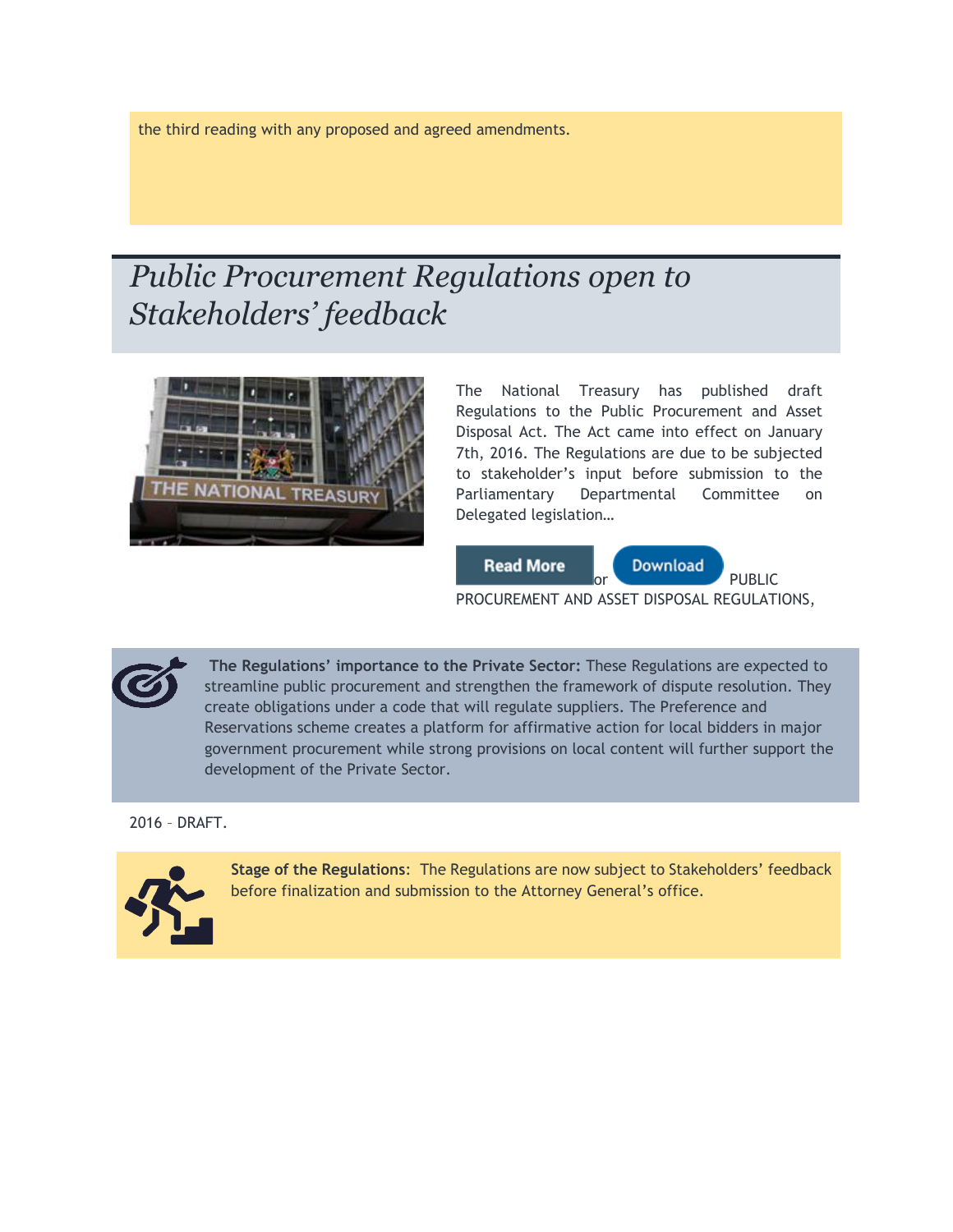the third reading with any proposed and agreed amendments.

## *Public Procurement Regulations open to Stakeholders' feedback*

The National Treasury has published draft Regulations to the Public Procurement and Asset Disposal Act. The Act came into effect on January 7th, 2016. The Regulations are due to be subjected to stakeholder's input before submission to the Parliamentary Departmental Committee on Delegated legislation…

Read More or Download PUBLIC PROCUREMENT AND ASSET DISPOSAL REGULATIONS, 2016 – DRAFT.

**The Regulations' importance to the Private Sector:** These Regulations are expected to streamline public procurement and strengthen the framework of dispute resolution. They create obligations under a code that will regulate suppliers. The Preference and Reservations scheme creates a platform for affirmative action for local bidders in major government procurement while strong provisions on local content will further support the development of the Private Sector.

**Stage of the Regulations**: The Regulations are now subject to Stakeholders' feedback before finalization and submission to the Attorney General's office.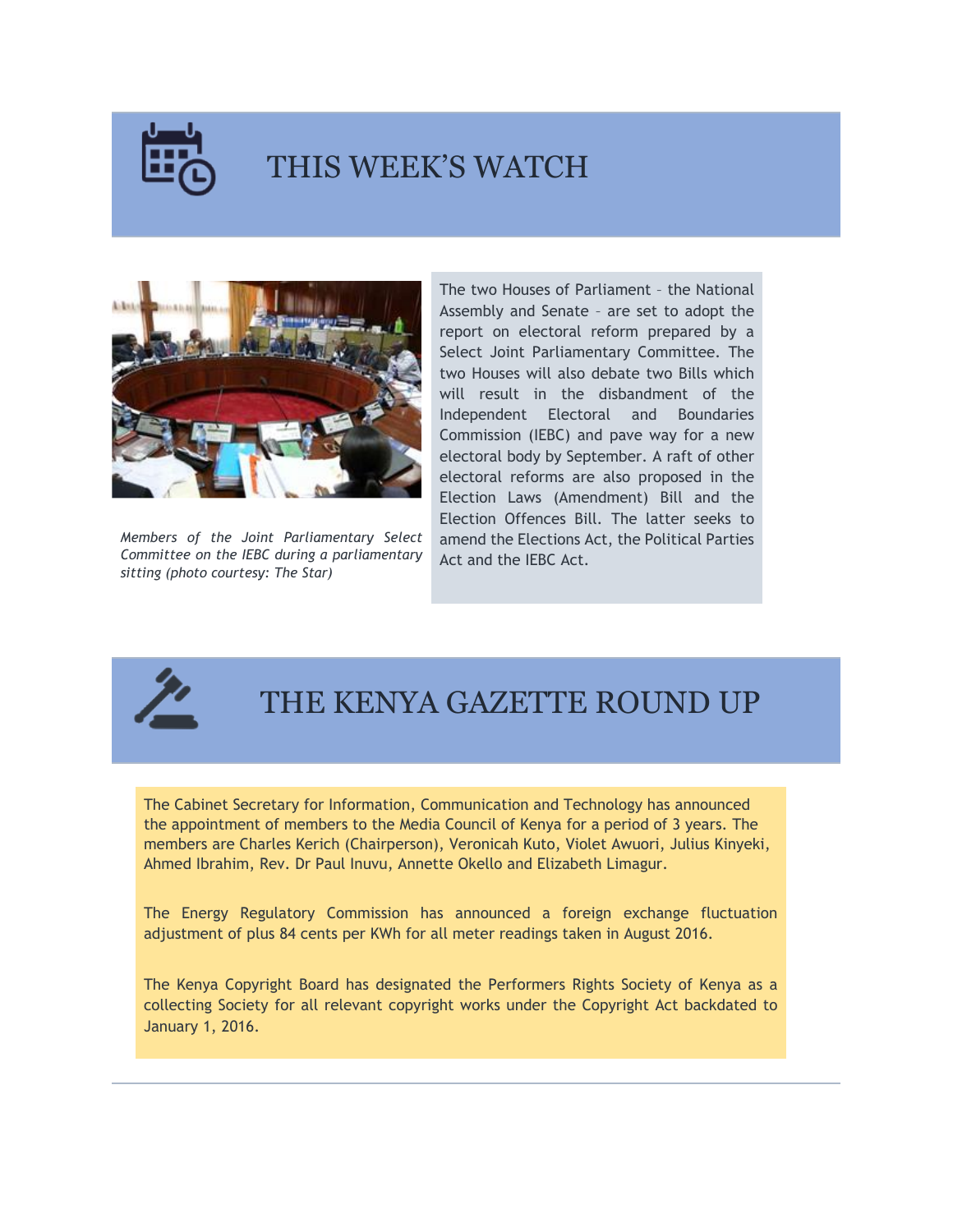# THIS WEEK'S WATCH

*Members of the Joint Parliamentary Select Committee on the IEBC during a parliamentary sitting (photo courtesy: The Star)*

The two Houses of Parliament – the National Assembly and Senate – are set to adopt the report on electoral reform prepared by a Select Joint Parliamentary Committee. The two Houses will also debate two Bills which will result in the disbandment of the Independent Electoral and Boundaries Commission (IEBC) and pave way for a new electoral body by September. A raft of other electoral reforms are also proposed in the Election Laws (Amendment) Bill and the Election Offences Bill. The latter seeks to amend the Elections Act, the Political Parties Act and the IEBC Act.

# THE KENYA GAZETTE ROUND UP

The Cabinet Secretary for Information, Communication and Technology has announced the appointment of members to the Media Council of Kenya for a period of 3 years. The members are Charles Kerich (Chairperson), Veronicah Kuto, Violet Awuori, Julius Kinyeki, Ahmed Ibrahim, Rev. Dr Paul Inuvu, Annette Okello and Elizabeth Limagur.

The Energy Regulatory Commission has announced a foreign exchange fluctuation adjustment of plus 84 cents per KWh for all meter readings taken in August 2016.

The Kenya Copyright Board has designated the Performers Rights Society of Kenya as a collecting Society for all relevant copyright works under the Copyright Act backdated to January 1, 2016.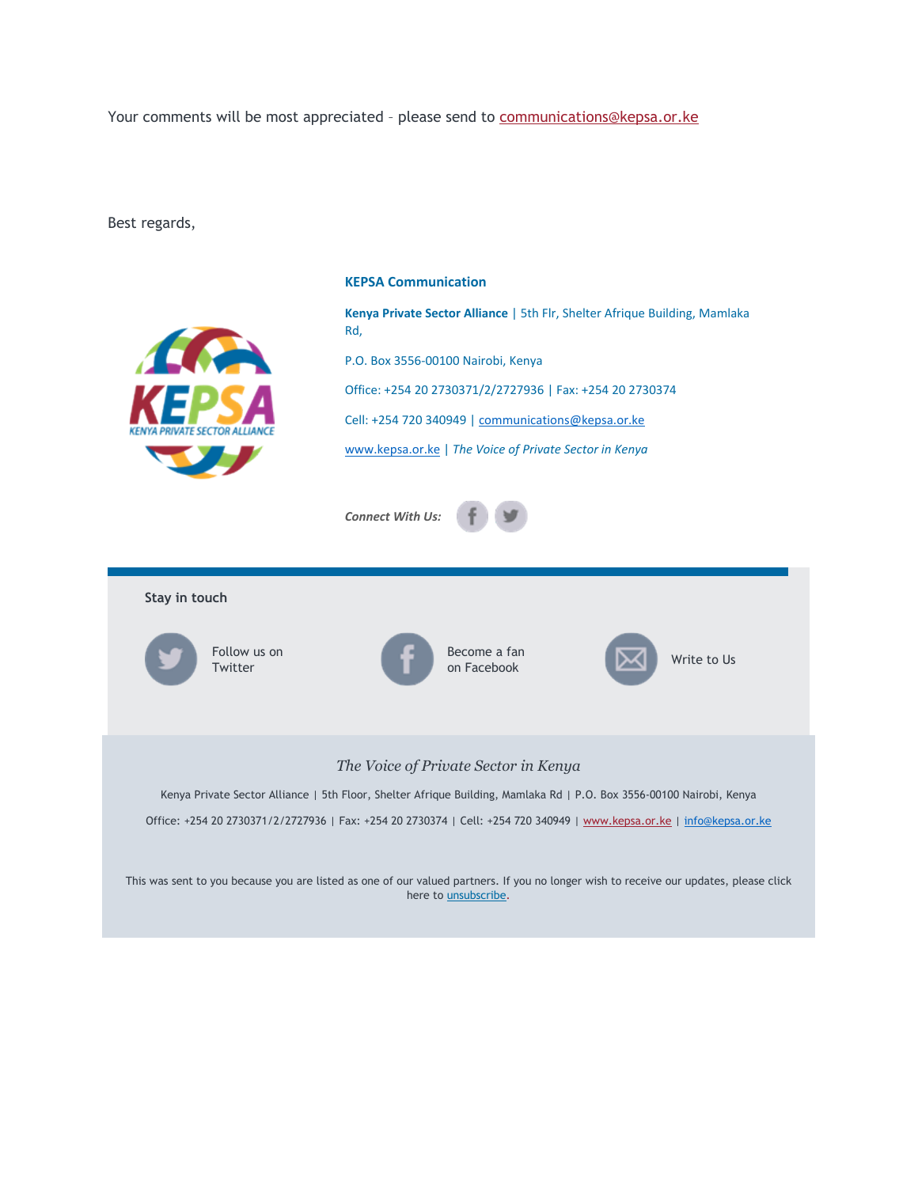Your comments will be most appreciated – please send to communications@kepsa.or.ke

Best regards,

**KEPSA Communication**

**Kenya Private Sector Alliance** | 5th Flr, Shelter Afrique Building, Mamlaka Rd,

P.O. Box 3556-00100 Nairobi, Kenya

Office: +254 20 2730371/2/2727936 | Fax: +254 20 2730374

Cell: +254 720 340949 | communications@kepsa.or.ke

www.kepsa.or.ke | *The Voice of Private Sector in Kenya*

***Connect With Us:***

**Stay in touch**

Follow us on Twitter

Become a fan on Facebook

Write to Us

*The Voice of Private Sector in Kenya*

Kenya Private Sector Alliance | 5th Floor, Shelter Afrique Building, Mamlaka Rd | P.O. Box 3556-00100 Nairobi, Kenya

Office: +254 20 2730371/2/2727936 | Fax: +254 20 2730374 | Cell: +254 720 340949 | www.kepsa.or.ke | info@kepsa.or.ke

This was sent to you because you are listed as one of our valued partners. If you no longer wish to receive our updates, please click here to unsubscribe.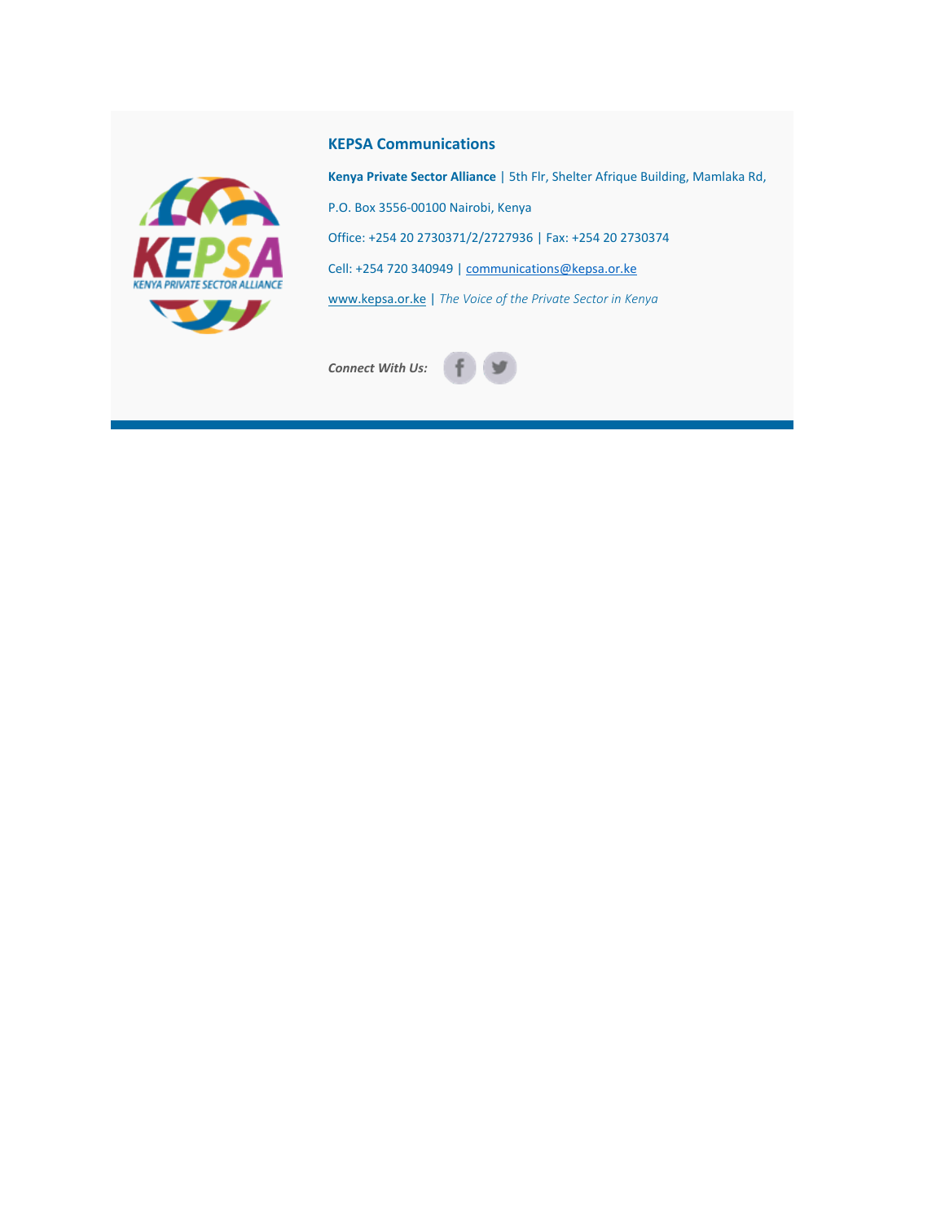**KEPSA Communications**

**Kenya Private Sector Alliance** | 5th Flr, Shelter Afrique Building, Mamlaka Rd,

P.O. Box 3556-00100 Nairobi, Kenya

Office: +254 20 2730371/2/2727936 | Fax: +254 20 2730374

Cell: +254 720 340949 | communications@kepsa.or.ke

www.kepsa.or.ke | *The Voice of the Private Sector in Kenya*

***Connect With Us:***